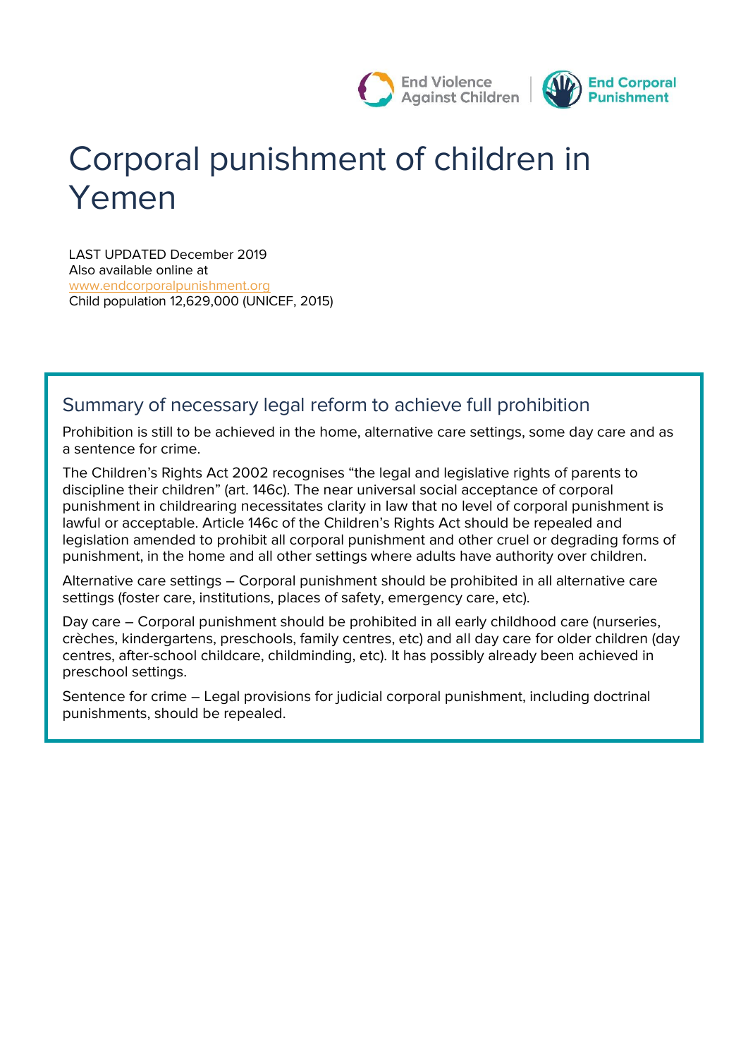# Corporal punishment of children in Yemen

LAST UPDATED December 2019
Also available online at
www.endcorporalpunishment.org
Child population 12,629,000 (UNICEF, 2015)

## Summary of necessary legal reform to achieve full prohibition

Prohibition is still to be achieved in the home, alternative care settings, some day care and as a sentence for crime.

The Children's Rights Act 2002 recognises "the legal and legislative rights of parents to discipline their children" (art. 146c). The near universal social acceptance of corporal punishment in childrearing necessitates clarity in law that no level of corporal punishment is lawful or acceptable. Article 146c of the Children's Rights Act should be repealed and legislation amended to prohibit all corporal punishment and other cruel or degrading forms of punishment, in the home and all other settings where adults have authority over children.

Alternative care settings – Corporal punishment should be prohibited in all alternative care settings (foster care, institutions, places of safety, emergency care, etc).

Day care – Corporal punishment should be prohibited in all early childhood care (nurseries, crèches, kindergartens, preschools, family centres, etc) and all day care for older children (day centres, after-school childcare, childminding, etc). It has possibly already been achieved in preschool settings.

Sentence for crime – Legal provisions for judicial corporal punishment, including doctrinal punishments, should be repealed.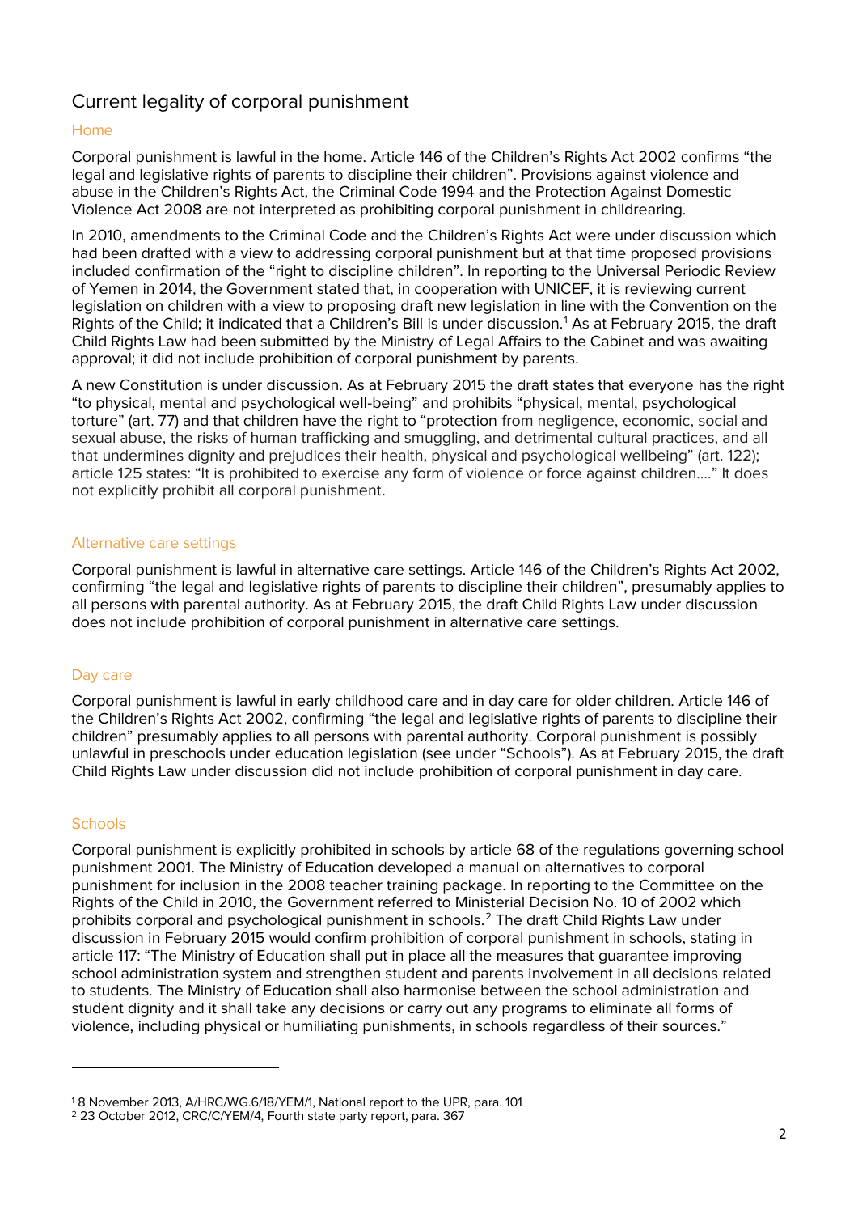## Current legality of corporal punishment

### Home

Corporal punishment is lawful in the home. Article 146 of the Children's Rights Act 2002 confirms "the legal and legislative rights of parents to discipline their children". Provisions against violence and abuse in the Children's Rights Act, the Criminal Code 1994 and the Protection Against Domestic Violence Act 2008 are not interpreted as prohibiting corporal punishment in childrearing.

In 2010, amendments to the Criminal Code and the Children's Rights Act were under discussion which had been drafted with a view to addressing corporal punishment but at that time proposed provisions included confirmation of the "right to discipline children". In reporting to the Universal Periodic Review of Yemen in 2014, the Government stated that, in cooperation with UNICEF, it is reviewing current legislation on children with a view to proposing draft new legislation in line with the Convention on the Rights of the Child; it indicated that a Children's Bill is under discussion.[1] As at February 2015, the draft Child Rights Law had been submitted by the Ministry of Legal Affairs to the Cabinet and was awaiting approval; it did not include prohibition of corporal punishment by parents.

A new Constitution is under discussion. As at February 2015 the draft states that everyone has the right "to physical, mental and psychological well-being" and prohibits "physical, mental, psychological torture" (art. 77) and that children have the right to "protection from negligence, economic, social and sexual abuse, the risks of human trafficking and smuggling, and detrimental cultural practices, and all that undermines dignity and prejudices their health, physical and psychological wellbeing" (art. 122); article 125 states: "It is prohibited to exercise any form of violence or force against children...." It does not explicitly prohibit all corporal punishment.

### Alternative care settings

Corporal punishment is lawful in alternative care settings. Article 146 of the Children's Rights Act 2002, confirming "the legal and legislative rights of parents to discipline their children", presumably applies to all persons with parental authority. As at February 2015, the draft Child Rights Law under discussion does not include prohibition of corporal punishment in alternative care settings.

### Day care

Corporal punishment is lawful in early childhood care and in day care for older children. Article 146 of the Children's Rights Act 2002, confirming "the legal and legislative rights of parents to discipline their children" presumably applies to all persons with parental authority. Corporal punishment is possibly unlawful in preschools under education legislation (see under "Schools"). As at February 2015, the draft Child Rights Law under discussion did not include prohibition of corporal punishment in day care.

### Schools

Corporal punishment is explicitly prohibited in schools by article 68 of the regulations governing school punishment 2001. The Ministry of Education developed a manual on alternatives to corporal punishment for inclusion in the 2008 teacher training package. In reporting to the Committee on the Rights of the Child in 2010, the Government referred to Ministerial Decision No. 10 of 2002 which prohibits corporal and psychological punishment in schools.[2] The draft Child Rights Law under discussion in February 2015 would confirm prohibition of corporal punishment in schools, stating in article 117: "The Ministry of Education shall put in place all the measures that guarantee improving school administration system and strengthen student and parents involvement in all decisions related to students. The Ministry of Education shall also harmonise between the school administration and student dignity and it shall take any decisions or carry out any programs to eliminate all forms of violence, including physical or humiliating punishments, in schools regardless of their sources."

---

[1] 8 November 2013, A/HRC/WG.6/18/YEM/1, National report to the UPR, para. 101

[2] 23 October 2012, CRC/C/YEM/4, Fourth state party report, para. 367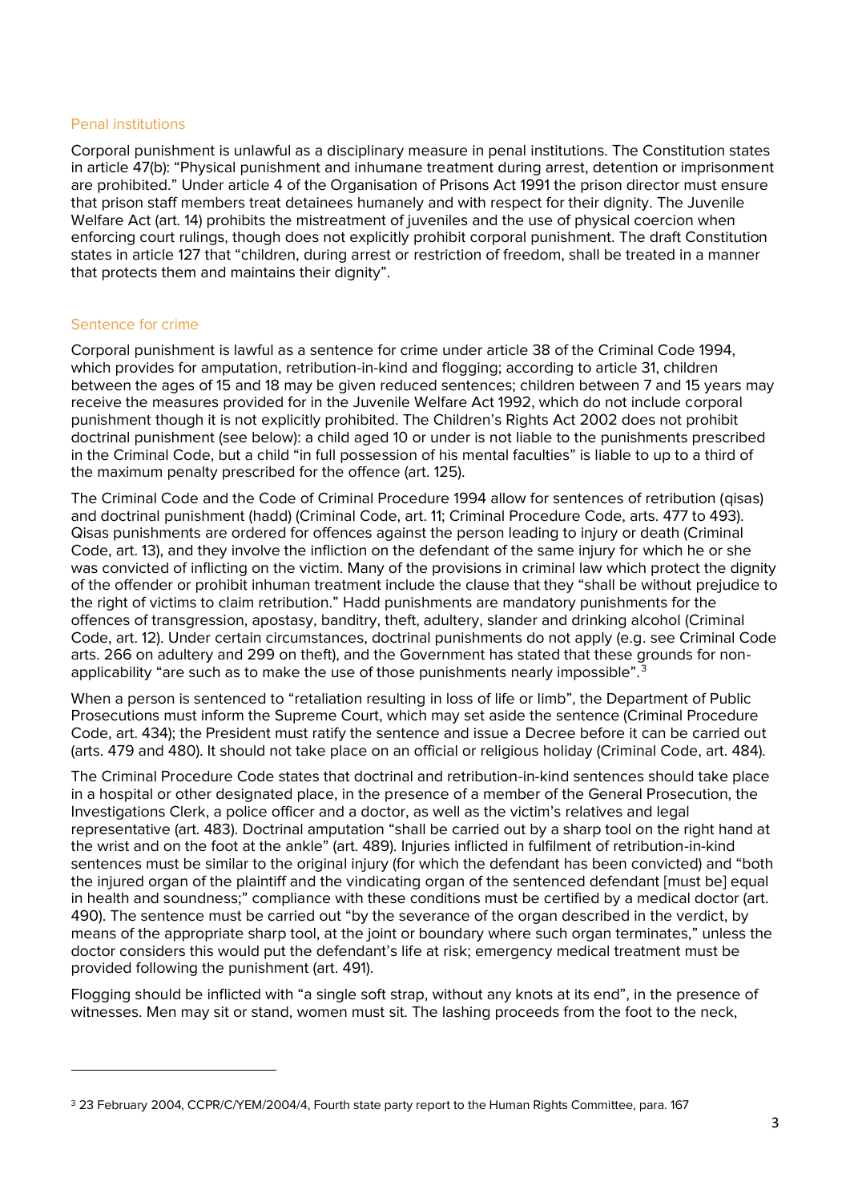## Penal institutions

Corporal punishment is unlawful as a disciplinary measure in penal institutions. The Constitution states in article 47(b): "Physical punishment and inhumane treatment during arrest, detention or imprisonment are prohibited." Under article 4 of the Organisation of Prisons Act 1991 the prison director must ensure that prison staff members treat detainees humanely and with respect for their dignity. The Juvenile Welfare Act (art. 14) prohibits the mistreatment of juveniles and the use of physical coercion when enforcing court rulings, though does not explicitly prohibit corporal punishment. The draft Constitution states in article 127 that "children, during arrest or restriction of freedom, shall be treated in a manner that protects them and maintains their dignity".

## Sentence for crime

Corporal punishment is lawful as a sentence for crime under article 38 of the Criminal Code 1994, which provides for amputation, retribution-in-kind and flogging; according to article 31, children between the ages of 15 and 18 may be given reduced sentences; children between 7 and 15 years may receive the measures provided for in the Juvenile Welfare Act 1992, which do not include corporal punishment though it is not explicitly prohibited. The Children's Rights Act 2002 does not prohibit doctrinal punishment (see below): a child aged 10 or under is not liable to the punishments prescribed in the Criminal Code, but a child "in full possession of his mental faculties" is liable to up to a third of the maximum penalty prescribed for the offence (art. 125).

The Criminal Code and the Code of Criminal Procedure 1994 allow for sentences of retribution (qisas) and doctrinal punishment (hadd) (Criminal Code, art. 11; Criminal Procedure Code, arts. 477 to 493). Qisas punishments are ordered for offences against the person leading to injury or death (Criminal Code, art. 13), and they involve the infliction on the defendant of the same injury for which he or she was convicted of inflicting on the victim. Many of the provisions in criminal law which protect the dignity of the offender or prohibit inhuman treatment include the clause that they "shall be without prejudice to the right of victims to claim retribution." Hadd punishments are mandatory punishments for the offences of transgression, apostasy, banditry, theft, adultery, slander and drinking alcohol (Criminal Code, art. 12). Under certain circumstances, doctrinal punishments do not apply (e.g. see Criminal Code arts. 266 on adultery and 299 on theft), and the Government has stated that these grounds for non-applicability "are such as to make the use of those punishments nearly impossible".[3]

When a person is sentenced to "retaliation resulting in loss of life or limb", the Department of Public Prosecutions must inform the Supreme Court, which may set aside the sentence (Criminal Procedure Code, art. 434); the President must ratify the sentence and issue a Decree before it can be carried out (arts. 479 and 480). It should not take place on an official or religious holiday (Criminal Code, art. 484).

The Criminal Procedure Code states that doctrinal and retribution-in-kind sentences should take place in a hospital or other designated place, in the presence of a member of the General Prosecution, the Investigations Clerk, a police officer and a doctor, as well as the victim's relatives and legal representative (art. 483). Doctrinal amputation "shall be carried out by a sharp tool on the right hand at the wrist and on the foot at the ankle" (art. 489). Injuries inflicted in fulfilment of retribution-in-kind sentences must be similar to the original injury (for which the defendant has been convicted) and "both the injured organ of the plaintiff and the vindicating organ of the sentenced defendant [must be] equal in health and soundness;" compliance with these conditions must be certified by a medical doctor (art. 490). The sentence must be carried out "by the severance of the organ described in the verdict, by means of the appropriate sharp tool, at the joint or boundary where such organ terminates," unless the doctor considers this would put the defendant's life at risk; emergency medical treatment must be provided following the punishment (art. 491).

Flogging should be inflicted with "a single soft strap, without any knots at its end", in the presence of witnesses. Men may sit or stand, women must sit. The lashing proceeds from the foot to the neck,

---

[3] 23 February 2004, CCPR/C/YEM/2004/4, Fourth state party report to the Human Rights Committee, para. 167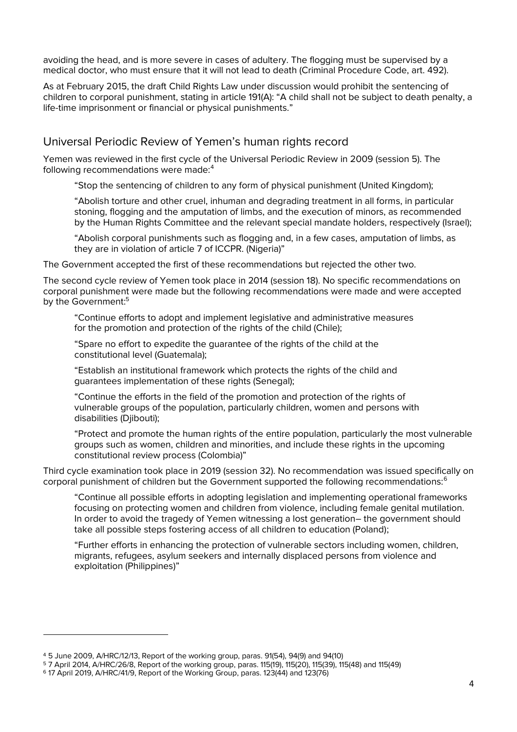avoiding the head, and is more severe in cases of adultery. The flogging must be supervised by a medical doctor, who must ensure that it will not lead to death (Criminal Procedure Code, art. 492).

As at February 2015, the draft Child Rights Law under discussion would prohibit the sentencing of children to corporal punishment, stating in article 191(A): "A child shall not be subject to death penalty, a life-time imprisonment or financial or physical punishments."

## Universal Periodic Review of Yemen's human rights record

Yemen was reviewed in the first cycle of the Universal Periodic Review in 2009 (session 5). The following recommendations were made:[4]

> "Stop the sentencing of children to any form of physical punishment (United Kingdom);
>
> "Abolish torture and other cruel, inhuman and degrading treatment in all forms, in particular stoning, flogging and the amputation of limbs, and the execution of minors, as recommended by the Human Rights Committee and the relevant special mandate holders, respectively (Israel);
>
> "Abolish corporal punishments such as flogging and, in a few cases, amputation of limbs, as they are in violation of article 7 of ICCPR. (Nigeria)"

The Government accepted the first of these recommendations but rejected the other two.

The second cycle review of Yemen took place in 2014 (session 18). No specific recommendations on corporal punishment were made but the following recommendations were made and were accepted by the Government:[5]

> "Continue efforts to adopt and implement legislative and administrative measures for the promotion and protection of the rights of the child (Chile);
>
> "Spare no effort to expedite the guarantee of the rights of the child at the constitutional level (Guatemala);
>
> "Establish an institutional framework which protects the rights of the child and guarantees implementation of these rights (Senegal);
>
> "Continue the efforts in the field of the promotion and protection of the rights of vulnerable groups of the population, particularly children, women and persons with disabilities (Djibouti);
>
> "Protect and promote the human rights of the entire population, particularly the most vulnerable groups such as women, children and minorities, and include these rights in the upcoming constitutional review process (Colombia)"

Third cycle examination took place in 2019 (session 32). No recommendation was issued specifically on corporal punishment of children but the Government supported the following recommendations:[6]

> "Continue all possible efforts in adopting legislation and implementing operational frameworks focusing on protecting women and children from violence, including female genital mutilation. In order to avoid the tragedy of Yemen witnessing a lost generation– the government should take all possible steps fostering access of all children to education (Poland);
>
> "Further efforts in enhancing the protection of vulnerable sectors including women, children, migrants, refugees, asylum seekers and internally displaced persons from violence and exploitation (Philippines)"

---

[4] 5 June 2009, A/HRC/12/13, Report of the working group, paras. 91(54), 94(9) and 94(10)

[5] 7 April 2014, A/HRC/26/8, Report of the working group, paras. 115(19), 115(20), 115(39), 115(48) and 115(49)

[6] 17 April 2019, A/HRC/41/9, Report of the Working Group, paras. 123(44) and 123(76)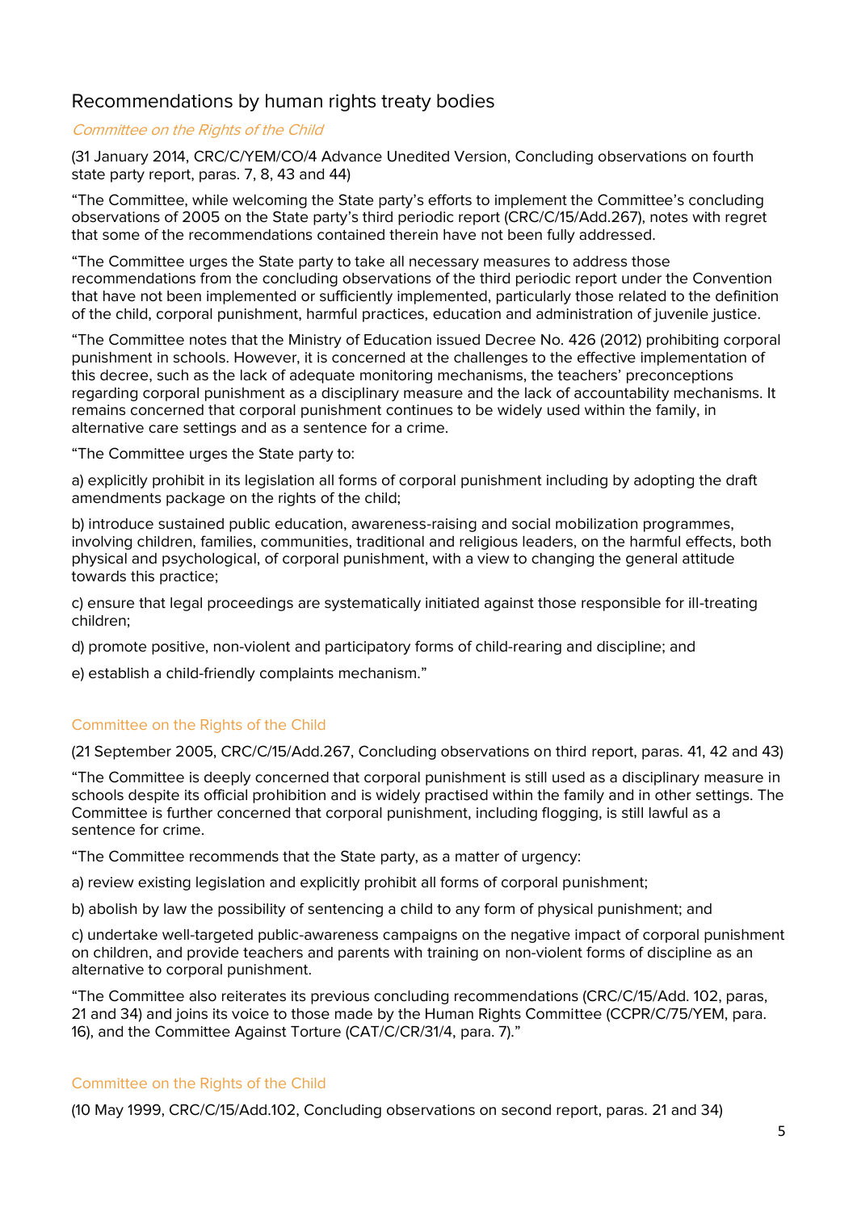## Recommendations by human rights treaty bodies

### *Committee on the Rights of the Child*

(31 January 2014, CRC/C/YEM/CO/4 Advance Unedited Version, Concluding observations on fourth state party report, paras. 7, 8, 43 and 44)

"The Committee, while welcoming the State party's efforts to implement the Committee's concluding observations of 2005 on the State party's third periodic report (CRC/C/15/Add.267), notes with regret that some of the recommendations contained therein have not been fully addressed.

"The Committee urges the State party to take all necessary measures to address those recommendations from the concluding observations of the third periodic report under the Convention that have not been implemented or sufficiently implemented, particularly those related to the definition of the child, corporal punishment, harmful practices, education and administration of juvenile justice.

"The Committee notes that the Ministry of Education issued Decree No. 426 (2012) prohibiting corporal punishment in schools. However, it is concerned at the challenges to the effective implementation of this decree, such as the lack of adequate monitoring mechanisms, the teachers' preconceptions regarding corporal punishment as a disciplinary measure and the lack of accountability mechanisms. It remains concerned that corporal punishment continues to be widely used within the family, in alternative care settings and as a sentence for a crime.

"The Committee urges the State party to:

a) explicitly prohibit in its legislation all forms of corporal punishment including by adopting the draft amendments package on the rights of the child;

b) introduce sustained public education, awareness-raising and social mobilization programmes, involving children, families, communities, traditional and religious leaders, on the harmful effects, both physical and psychological, of corporal punishment, with a view to changing the general attitude towards this practice;

c) ensure that legal proceedings are systematically initiated against those responsible for ill-treating children;

d) promote positive, non-violent and participatory forms of child-rearing and discipline; and

e) establish a child-friendly complaints mechanism."

### Committee on the Rights of the Child

(21 September 2005, CRC/C/15/Add.267, Concluding observations on third report, paras. 41, 42 and 43)

"The Committee is deeply concerned that corporal punishment is still used as a disciplinary measure in schools despite its official prohibition and is widely practised within the family and in other settings. The Committee is further concerned that corporal punishment, including flogging, is still lawful as a sentence for crime.

"The Committee recommends that the State party, as a matter of urgency:

a) review existing legislation and explicitly prohibit all forms of corporal punishment;

b) abolish by law the possibility of sentencing a child to any form of physical punishment; and

c) undertake well-targeted public-awareness campaigns on the negative impact of corporal punishment on children, and provide teachers and parents with training on non-violent forms of discipline as an alternative to corporal punishment.

"The Committee also reiterates its previous concluding recommendations (CRC/C/15/Add. 102, paras, 21 and 34) and joins its voice to those made by the Human Rights Committee (CCPR/C/75/YEM, para. 16), and the Committee Against Torture (CAT/C/CR/31/4, para. 7)."

### Committee on the Rights of the Child

(10 May 1999, CRC/C/15/Add.102, Concluding observations on second report, paras. 21 and 34)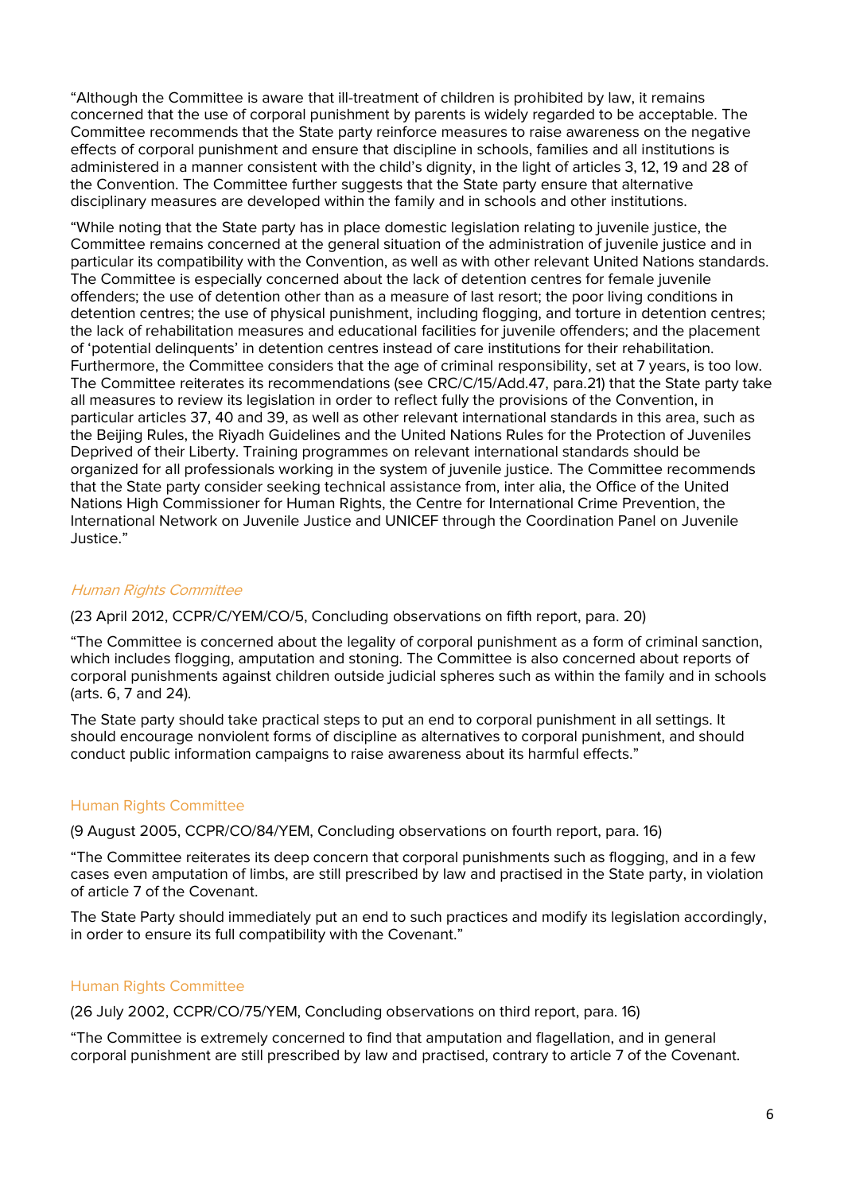"Although the Committee is aware that ill-treatment of children is prohibited by law, it remains concerned that the use of corporal punishment by parents is widely regarded to be acceptable. The Committee recommends that the State party reinforce measures to raise awareness on the negative effects of corporal punishment and ensure that discipline in schools, families and all institutions is administered in a manner consistent with the child's dignity, in the light of articles 3, 12, 19 and 28 of the Convention. The Committee further suggests that the State party ensure that alternative disciplinary measures are developed within the family and in schools and other institutions.

"While noting that the State party has in place domestic legislation relating to juvenile justice, the Committee remains concerned at the general situation of the administration of juvenile justice and in particular its compatibility with the Convention, as well as with other relevant United Nations standards. The Committee is especially concerned about the lack of detention centres for female juvenile offenders; the use of detention other than as a measure of last resort; the poor living conditions in detention centres; the use of physical punishment, including flogging, and torture in detention centres; the lack of rehabilitation measures and educational facilities for juvenile offenders; and the placement of 'potential delinquents' in detention centres instead of care institutions for their rehabilitation. Furthermore, the Committee considers that the age of criminal responsibility, set at 7 years, is too low. The Committee reiterates its recommendations (see CRC/C/15/Add.47, para.21) that the State party take all measures to review its legislation in order to reflect fully the provisions of the Convention, in particular articles 37, 40 and 39, as well as other relevant international standards in this area, such as the Beijing Rules, the Riyadh Guidelines and the United Nations Rules for the Protection of Juveniles Deprived of their Liberty. Training programmes on relevant international standards should be organized for all professionals working in the system of juvenile justice. The Committee recommends that the State party consider seeking technical assistance from, inter alia, the Office of the United Nations High Commissioner for Human Rights, the Centre for International Crime Prevention, the International Network on Juvenile Justice and UNICEF through the Coordination Panel on Juvenile Justice."

### *Human Rights Committee*

(23 April 2012, CCPR/C/YEM/CO/5, Concluding observations on fifth report, para. 20)

"The Committee is concerned about the legality of corporal punishment as a form of criminal sanction, which includes flogging, amputation and stoning. The Committee is also concerned about reports of corporal punishments against children outside judicial spheres such as within the family and in schools (arts. 6, 7 and 24).

The State party should take practical steps to put an end to corporal punishment in all settings. It should encourage nonviolent forms of discipline as alternatives to corporal punishment, and should conduct public information campaigns to raise awareness about its harmful effects."

### Human Rights Committee

(9 August 2005, CCPR/CO/84/YEM, Concluding observations on fourth report, para. 16)

"The Committee reiterates its deep concern that corporal punishments such as flogging, and in a few cases even amputation of limbs, are still prescribed by law and practised in the State party, in violation of article 7 of the Covenant.

The State Party should immediately put an end to such practices and modify its legislation accordingly, in order to ensure its full compatibility with the Covenant."

### Human Rights Committee

(26 July 2002, CCPR/CO/75/YEM, Concluding observations on third report, para. 16)

"The Committee is extremely concerned to find that amputation and flagellation, and in general corporal punishment are still prescribed by law and practised, contrary to article 7 of the Covenant.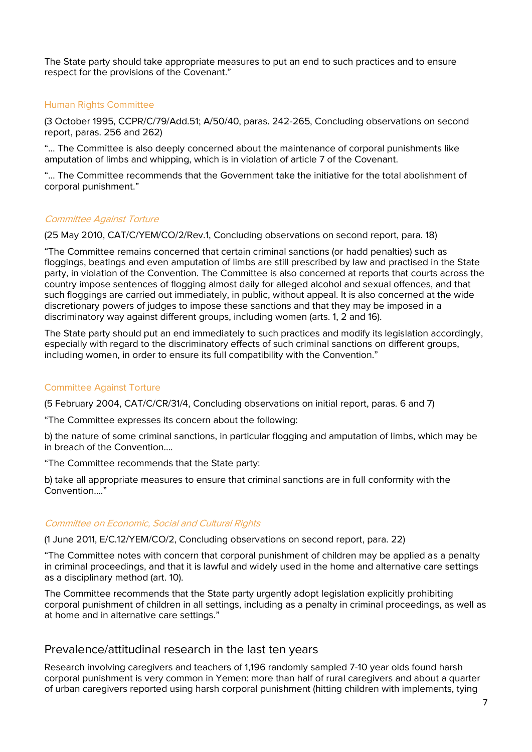The State party should take appropriate measures to put an end to such practices and to ensure respect for the provisions of the Covenant."

Human Rights Committee

(3 October 1995, CCPR/C/79/Add.51; A/50/40, paras. 242-265, Concluding observations on second report, paras. 256 and 262)

"… The Committee is also deeply concerned about the maintenance of corporal punishments like amputation of limbs and whipping, which is in violation of article 7 of the Covenant.

"… The Committee recommends that the Government take the initiative for the total abolishment of corporal punishment."

*Committee Against Torture*

(25 May 2010, CAT/C/YEM/CO/2/Rev.1, Concluding observations on second report, para. 18)

"The Committee remains concerned that certain criminal sanctions (or hadd penalties) such as floggings, beatings and even amputation of limbs are still prescribed by law and practised in the State party, in violation of the Convention. The Committee is also concerned at reports that courts across the country impose sentences of flogging almost daily for alleged alcohol and sexual offences, and that such floggings are carried out immediately, in public, without appeal. It is also concerned at the wide discretionary powers of judges to impose these sanctions and that they may be imposed in a discriminatory way against different groups, including women (arts. 1, 2 and 16).

The State party should put an end immediately to such practices and modify its legislation accordingly, especially with regard to the discriminatory effects of such criminal sanctions on different groups, including women, in order to ensure its full compatibility with the Convention."

Committee Against Torture

(5 February 2004, CAT/C/CR/31/4, Concluding observations on initial report, paras. 6 and 7)

"The Committee expresses its concern about the following:

b) the nature of some criminal sanctions, in particular flogging and amputation of limbs, which may be in breach of the Convention….

"The Committee recommends that the State party:

b) take all appropriate measures to ensure that criminal sanctions are in full conformity with the Convention…."

*Committee on Economic, Social and Cultural Rights*

(1 June 2011, E/C.12/YEM/CO/2, Concluding observations on second report, para. 22)

"The Committee notes with concern that corporal punishment of children may be applied as a penalty in criminal proceedings, and that it is lawful and widely used in the home and alternative care settings as a disciplinary method (art. 10).

The Committee recommends that the State party urgently adopt legislation explicitly prohibiting corporal punishment of children in all settings, including as a penalty in criminal proceedings, as well as at home and in alternative care settings."

## Prevalence/attitudinal research in the last ten years

Research involving caregivers and teachers of 1,196 randomly sampled 7-10 year olds found harsh corporal punishment is very common in Yemen: more than half of rural caregivers and about a quarter of urban caregivers reported using harsh corporal punishment (hitting children with implements, tying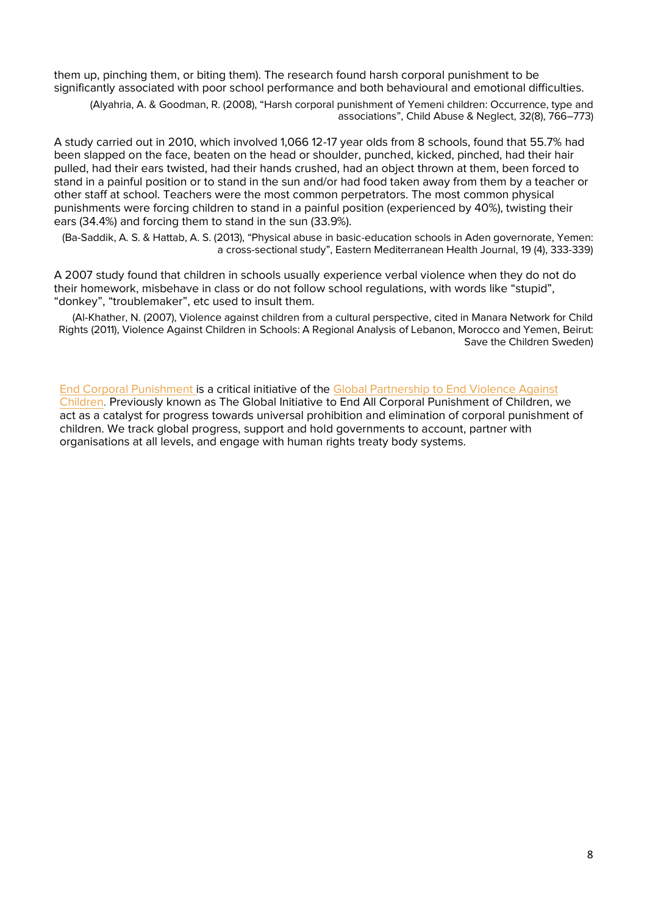them up, pinching them, or biting them). The research found harsh corporal punishment to be significantly associated with poor school performance and both behavioural and emotional difficulties.

(Alyahria, A. & Goodman, R. (2008), "Harsh corporal punishment of Yemeni children: Occurrence, type and associations", Child Abuse & Neglect, 32(8), 766–773)

A study carried out in 2010, which involved 1,066 12-17 year olds from 8 schools, found that 55.7% had been slapped on the face, beaten on the head or shoulder, punched, kicked, pinched, had their hair pulled, had their ears twisted, had their hands crushed, had an object thrown at them, been forced to stand in a painful position or to stand in the sun and/or had food taken away from them by a teacher or other staff at school. Teachers were the most common perpetrators. The most common physical punishments were forcing children to stand in a painful position (experienced by 40%), twisting their ears (34.4%) and forcing them to stand in the sun (33.9%).

(Ba-Saddik, A. S. & Hattab, A. S. (2013), "Physical abuse in basic-education schools in Aden governorate, Yemen: a cross-sectional study", Eastern Mediterranean Health Journal, 19 (4), 333-339)

A 2007 study found that children in schools usually experience verbal violence when they do not do their homework, misbehave in class or do not follow school regulations, with words like "stupid", "donkey", "troublemaker", etc used to insult them.

(Al-Khather, N. (2007), Violence against children from a cultural perspective, cited in Manara Network for Child Rights (2011), Violence Against Children in Schools: A Regional Analysis of Lebanon, Morocco and Yemen, Beirut: Save the Children Sweden)

End Corporal Punishment is a critical initiative of the Global Partnership to End Violence Against Children. Previously known as The Global Initiative to End All Corporal Punishment of Children, we act as a catalyst for progress towards universal prohibition and elimination of corporal punishment of children. We track global progress, support and hold governments to account, partner with organisations at all levels, and engage with human rights treaty body systems.